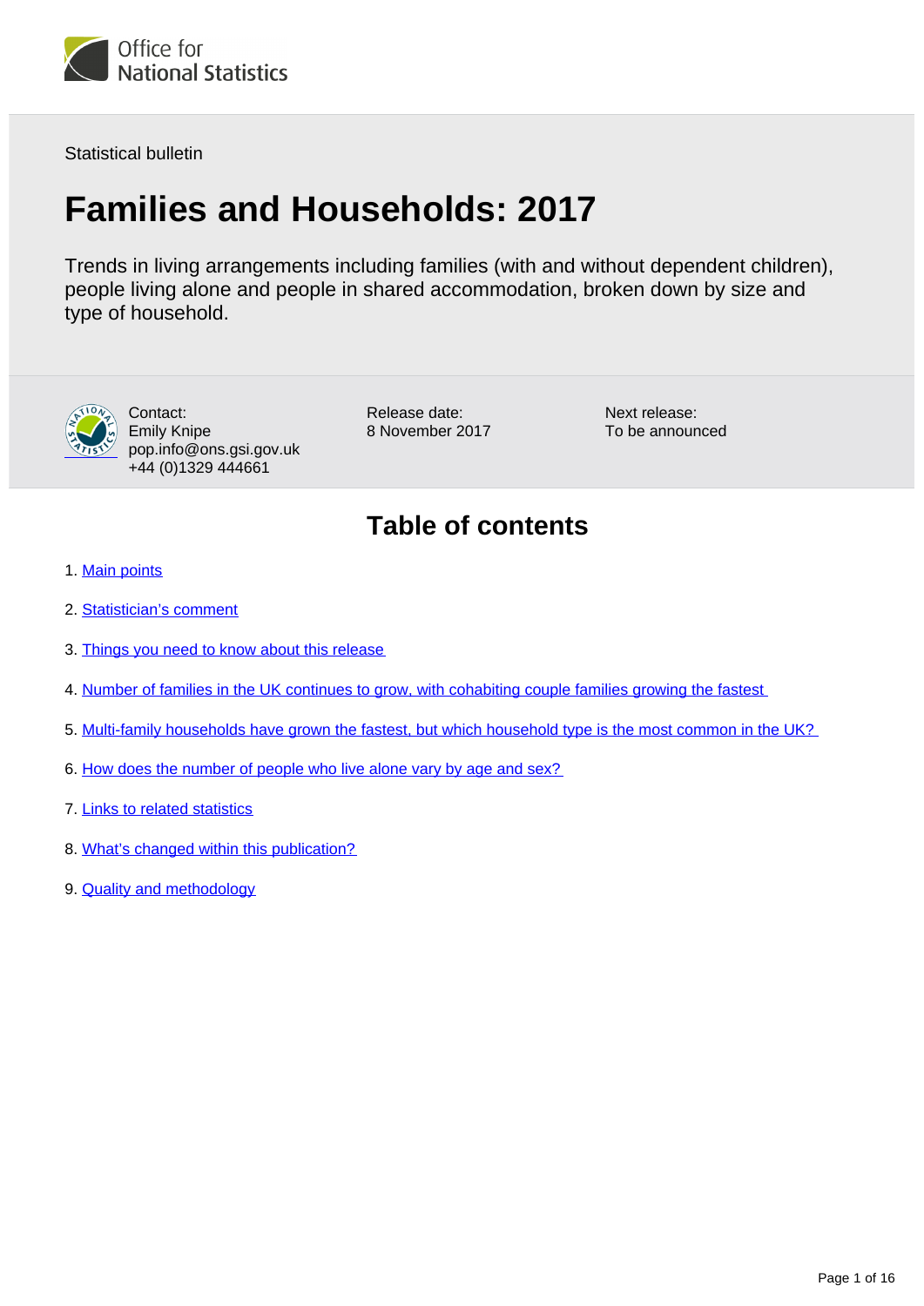Statistical bulletin

# Families and Households: 2017

Trends in living arrangements including families (with and without dependent children), people living alone and people in shared accommodation, broken down by size and type of household.

Contact:
Emily Knipe
pop.info@ons.gsi.gov.uk
+44 (0)1329 444661

Release date:
8 November 2017

Next release:
To be announced

## Table of contents

1. Main points
2. Statistician's comment
3. Things you need to know about this release
4. Number of families in the UK continues to grow, with cohabiting couple families growing the fastest
5. Multi-family households have grown the fastest, but which household type is the most common in the UK?
6. How does the number of people who live alone vary by age and sex?
7. Links to related statistics
8. What's changed within this publication?
9. Quality and methodology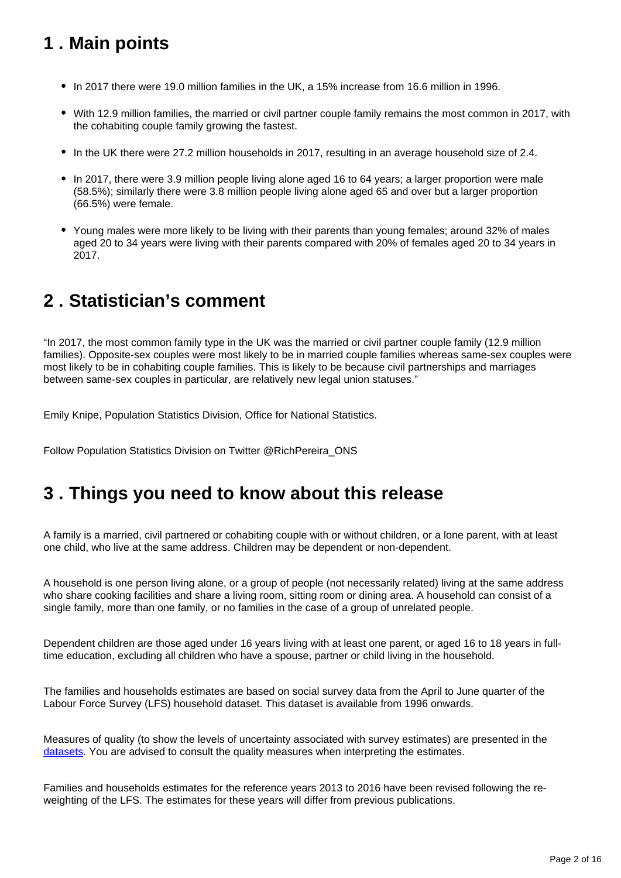## 1 . Main points

- In 2017 there were 19.0 million families in the UK, a 15% increase from 16.6 million in 1996.
- With 12.9 million families, the married or civil partner couple family remains the most common in 2017, with the cohabiting couple family growing the fastest.
- In the UK there were 27.2 million households in 2017, resulting in an average household size of 2.4.
- In 2017, there were 3.9 million people living alone aged 16 to 64 years; a larger proportion were male (58.5%); similarly there were 3.8 million people living alone aged 65 and over but a larger proportion (66.5%) were female.
- Young males were more likely to be living with their parents than young females; around 32% of males aged 20 to 34 years were living with their parents compared with 20% of females aged 20 to 34 years in 2017.

## 2 . Statistician's comment

"In 2017, the most common family type in the UK was the married or civil partner couple family (12.9 million families). Opposite-sex couples were most likely to be in married couple families whereas same-sex couples were most likely to be in cohabiting couple families. This is likely to be because civil partnerships and marriages between same-sex couples in particular, are relatively new legal union statuses."

Emily Knipe, Population Statistics Division, Office for National Statistics.

Follow Population Statistics Division on Twitter @RichPereira_ONS

## 3 . Things you need to know about this release

A family is a married, civil partnered or cohabiting couple with or without children, or a lone parent, with at least one child, who live at the same address. Children may be dependent or non-dependent.

A household is one person living alone, or a group of people (not necessarily related) living at the same address who share cooking facilities and share a living room, sitting room or dining area. A household can consist of a single family, more than one family, or no families in the case of a group of unrelated people.

Dependent children are those aged under 16 years living with at least one parent, or aged 16 to 18 years in full-time education, excluding all children who have a spouse, partner or child living in the household.

The families and households estimates are based on social survey data from the April to June quarter of the Labour Force Survey (LFS) household dataset. This dataset is available from 1996 onwards.

Measures of quality (to show the levels of uncertainty associated with survey estimates) are presented in the datasets. You are advised to consult the quality measures when interpreting the estimates.

Families and households estimates for the reference years 2013 to 2016 have been revised following the re-weighting of the LFS. The estimates for these years will differ from previous publications.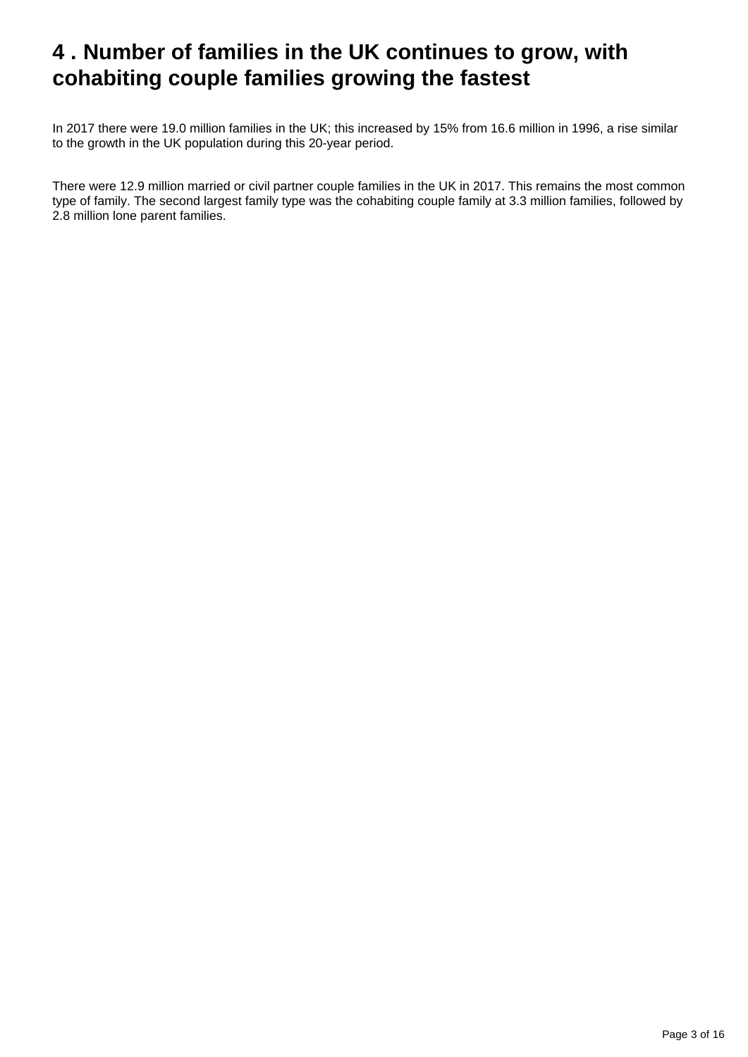# 4 . Number of families in the UK continues to grow, with cohabiting couple families growing the fastest

In 2017 there were 19.0 million families in the UK; this increased by 15% from 16.6 million in 1996, a rise similar to the growth in the UK population during this 20-year period.

There were 12.9 million married or civil partner couple families in the UK in 2017. This remains the most common type of family. The second largest family type was the cohabiting couple family at 3.3 million families, followed by 2.8 million lone parent families.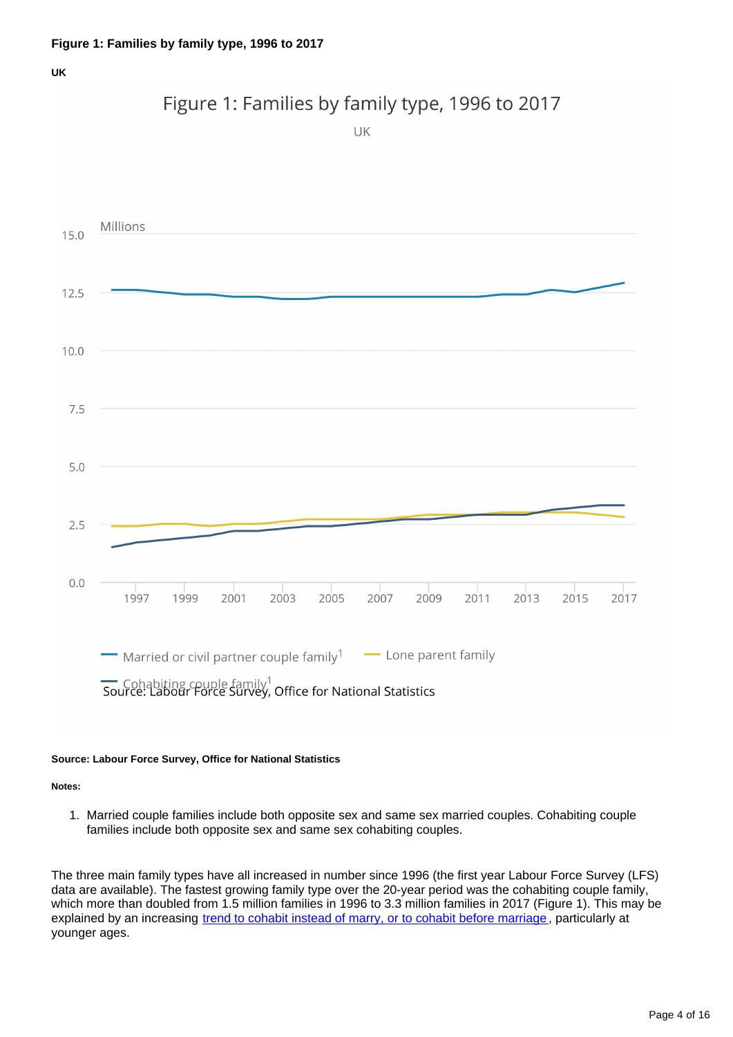**Figure 1: Families by family type, 1996 to 2017**

**UK**

**Source: Labour Force Survey, Office for National Statistics**

**Notes:**

1. Married couple families include both opposite sex and same sex married couples. Cohabiting couple families include both opposite sex and same sex cohabiting couples.

The three main family types have all increased in number since 1996 (the first year Labour Force Survey (LFS) data are available). The fastest growing family type over the 20-year period was the cohabiting couple family, which more than doubled from 1.5 million families in 1996 to 3.3 million families in 2017 (Figure 1). This may be explained by an increasing trend to cohabit instead of marry, or to cohabit before marriage, particularly at younger ages.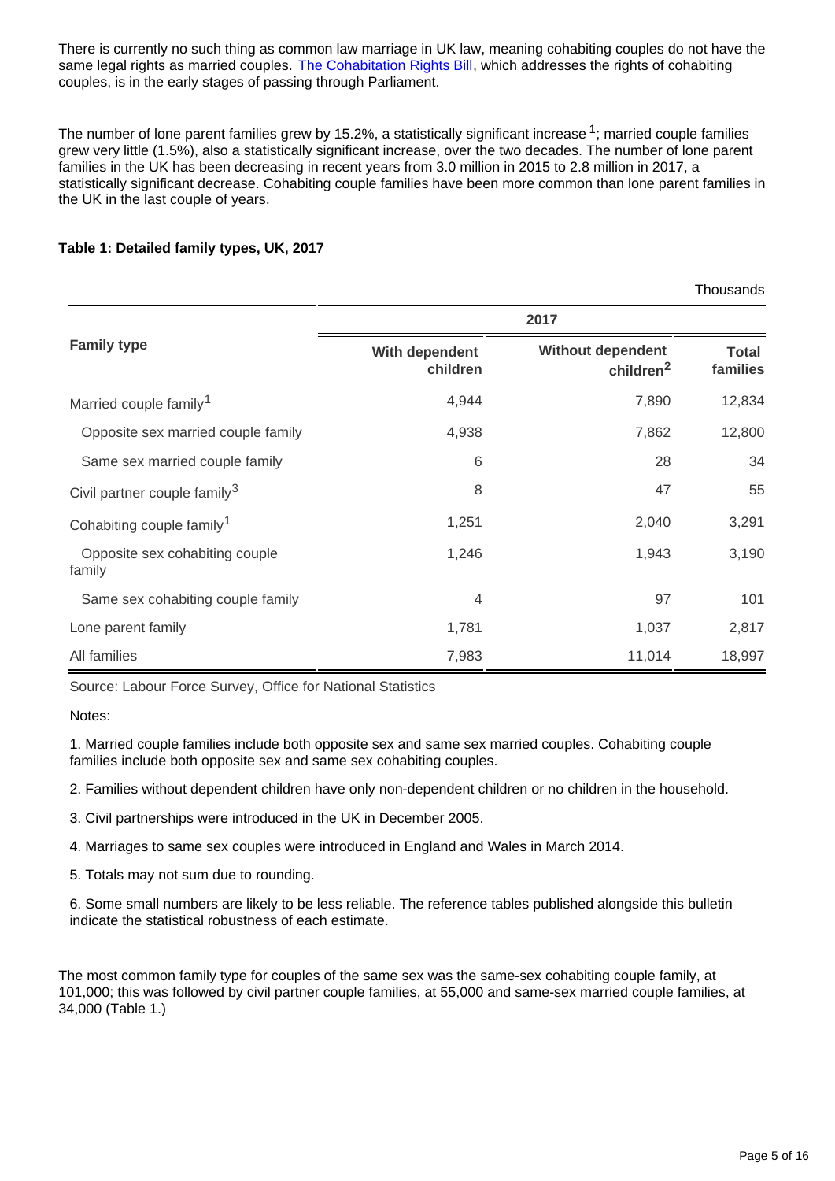There is currently no such thing as common law marriage in UK law, meaning cohabiting couples do not have the same legal rights as married couples. [The Cohabitation Rights Bill](), which addresses the rights of cohabiting couples, is in the early stages of passing through Parliament.

The number of lone parent families grew by 15.2%, a statistically significant increase [1]; married couple families grew very little (1.5%), also a statistically significant increase, over the two decades. The number of lone parent families in the UK has been decreasing in recent years from 3.0 million in 2015 to 2.8 million in 2017, a statistically significant decrease. Cohabiting couple families have been more common than lone parent families in the UK in the last couple of years.

**Table 1: Detailed family types, UK, 2017**

Thousands

| Family type | 2017 | | |
|---|---|---|---|
| | With dependent children | Without dependent children[2] | Total families |
| Married couple family[1] | 4,944 | 7,890 | 12,834 |
| Opposite sex married couple family | 4,938 | 7,862 | 12,800 |
| Same sex married couple family | 6 | 28 | 34 |
| Civil partner couple family[3] | 8 | 47 | 55 |
| Cohabiting couple family[1] | 1,251 | 2,040 | 3,291 |
| Opposite sex cohabiting couple family | 1,246 | 1,943 | 3,190 |
| Same sex cohabiting couple family | 4 | 97 | 101 |
| Lone parent family | 1,781 | 1,037 | 2,817 |
| All families | 7,983 | 11,014 | 18,997 |

Source: Labour Force Survey, Office for National Statistics

Notes:

1. Married couple families include both opposite sex and same sex married couples. Cohabiting couple families include both opposite sex and same sex cohabiting couples.

2. Families without dependent children have only non-dependent children or no children in the household.

3. Civil partnerships were introduced in the UK in December 2005.

4. Marriages to same sex couples were introduced in England and Wales in March 2014.

5. Totals may not sum due to rounding.

6. Some small numbers are likely to be less reliable. The reference tables published alongside this bulletin indicate the statistical robustness of each estimate.

The most common family type for couples of the same sex was the same-sex cohabiting couple family, at 101,000; this was followed by civil partner couple families, at 55,000 and same-sex married couple families, at 34,000 (Table 1.)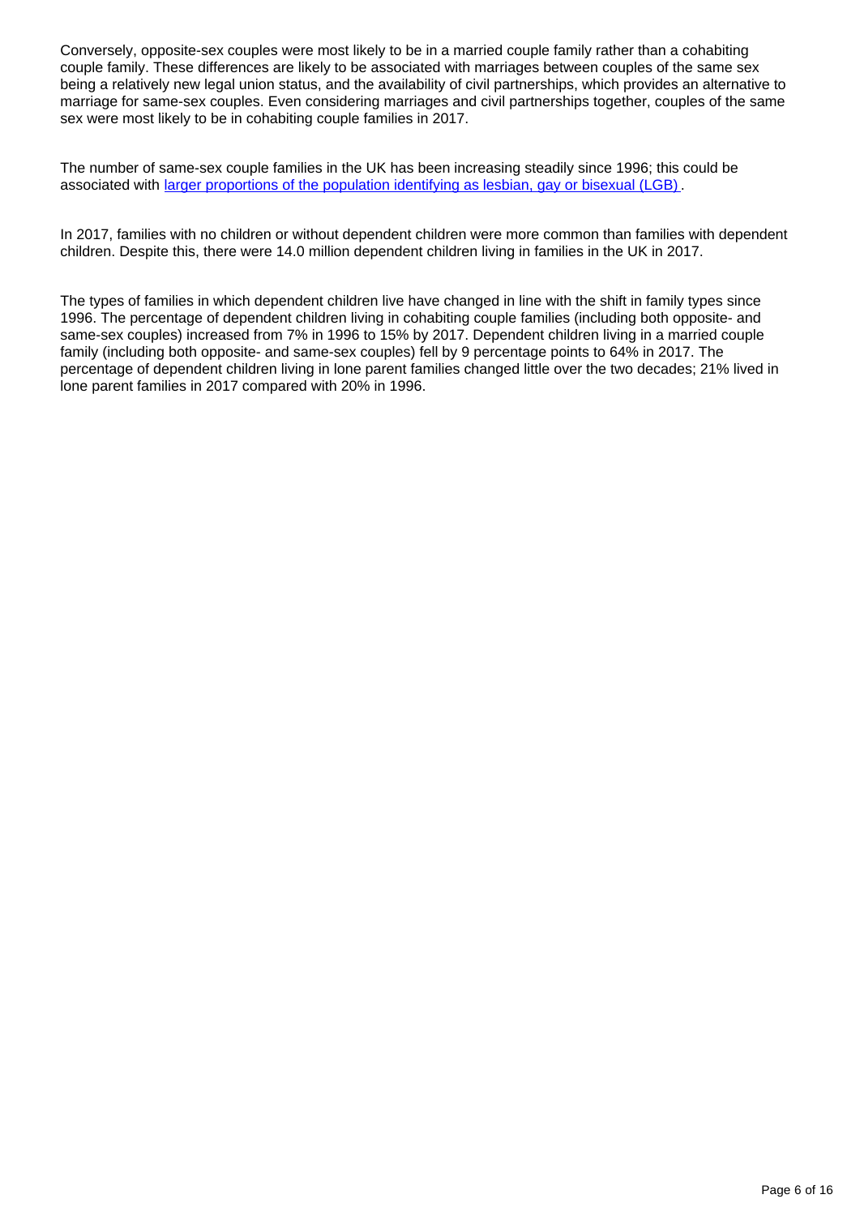Conversely, opposite-sex couples were most likely to be in a married couple family rather than a cohabiting couple family. These differences are likely to be associated with marriages between couples of the same sex being a relatively new legal union status, and the availability of civil partnerships, which provides an alternative to marriage for same-sex couples. Even considering marriages and civil partnerships together, couples of the same sex were most likely to be in cohabiting couple families in 2017.

The number of same-sex couple families in the UK has been increasing steadily since 1996; this could be associated with [larger proportions of the population identifying as lesbian, gay or bisexual (LGB)](#).

In 2017, families with no children or without dependent children were more common than families with dependent children. Despite this, there were 14.0 million dependent children living in families in the UK in 2017.

The types of families in which dependent children live have changed in line with the shift in family types since 1996. The percentage of dependent children living in cohabiting couple families (including both opposite- and same-sex couples) increased from 7% in 1996 to 15% by 2017. Dependent children living in a married couple family (including both opposite- and same-sex couples) fell by 9 percentage points to 64% in 2017. The percentage of dependent children living in lone parent families changed little over the two decades; 21% lived in lone parent families in 2017 compared with 20% in 1996.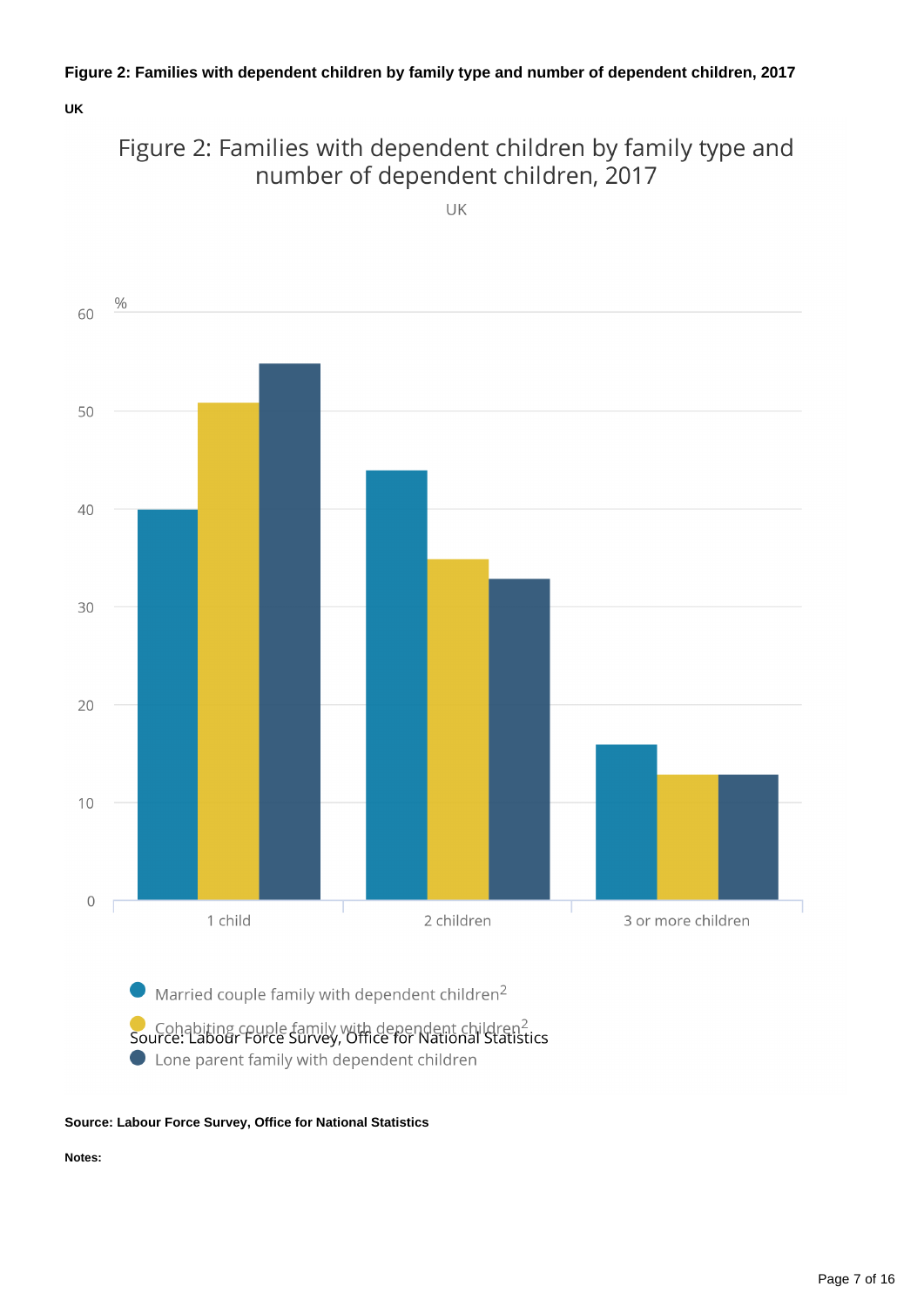**Figure 2: Families with dependent children by family type and number of dependent children, 2017**

**UK**

Figure 2: Families with dependent children by family type and number of dependent children, 2017

UK

%

60

50

40

30

20

10

0

1 child

2 children

3 or more children

Married couple family with dependent children[2]

Cohabiting couple family with dependent children[2]

Lone parent family with dependent children

Source: Labour Force Survey, Office for National Statistics

**Source: Labour Force Survey, Office for National Statistics**

**Notes:**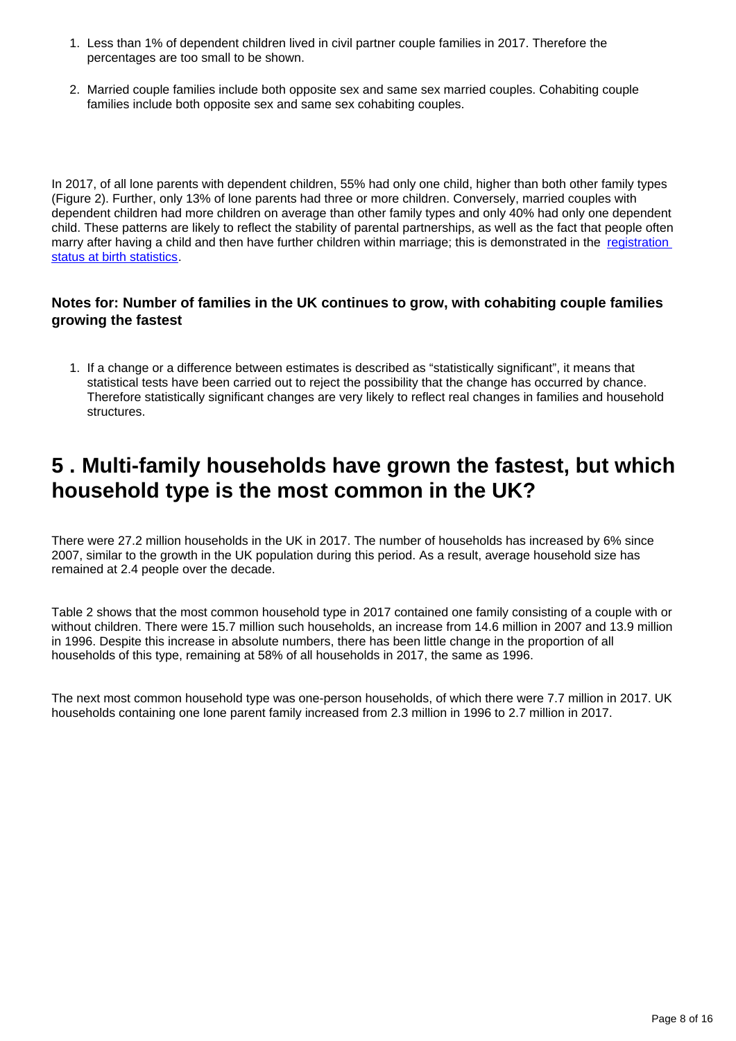1. Less than 1% of dependent children lived in civil partner couple families in 2017. Therefore the percentages are too small to be shown.

2. Married couple families include both opposite sex and same sex married couples. Cohabiting couple families include both opposite sex and same sex cohabiting couples.

In 2017, of all lone parents with dependent children, 55% had only one child, higher than both other family types (Figure 2). Further, only 13% of lone parents had three or more children. Conversely, married couples with dependent children had more children on average than other family types and only 40% had only one dependent child. These patterns are likely to reflect the stability of parental partnerships, as well as the fact that people often marry after having a child and then have further children within marriage; this is demonstrated in the registration status at birth statistics.

### Notes for: Number of families in the UK continues to grow, with cohabiting couple families growing the fastest

1. If a change or a difference between estimates is described as “statistically significant”, it means that statistical tests have been carried out to reject the possibility that the change has occurred by chance. Therefore statistically significant changes are very likely to reflect real changes in families and household structures.

## 5 . Multi-family households have grown the fastest, but which household type is the most common in the UK?

There were 27.2 million households in the UK in 2017. The number of households has increased by 6% since 2007, similar to the growth in the UK population during this period. As a result, average household size has remained at 2.4 people over the decade.

Table 2 shows that the most common household type in 2017 contained one family consisting of a couple with or without children. There were 15.7 million such households, an increase from 14.6 million in 2007 and 13.9 million in 1996. Despite this increase in absolute numbers, there has been little change in the proportion of all households of this type, remaining at 58% of all households in 2017, the same as 1996.

The next most common household type was one-person households, of which there were 7.7 million in 2017. UK households containing one lone parent family increased from 2.3 million in 1996 to 2.7 million in 2017.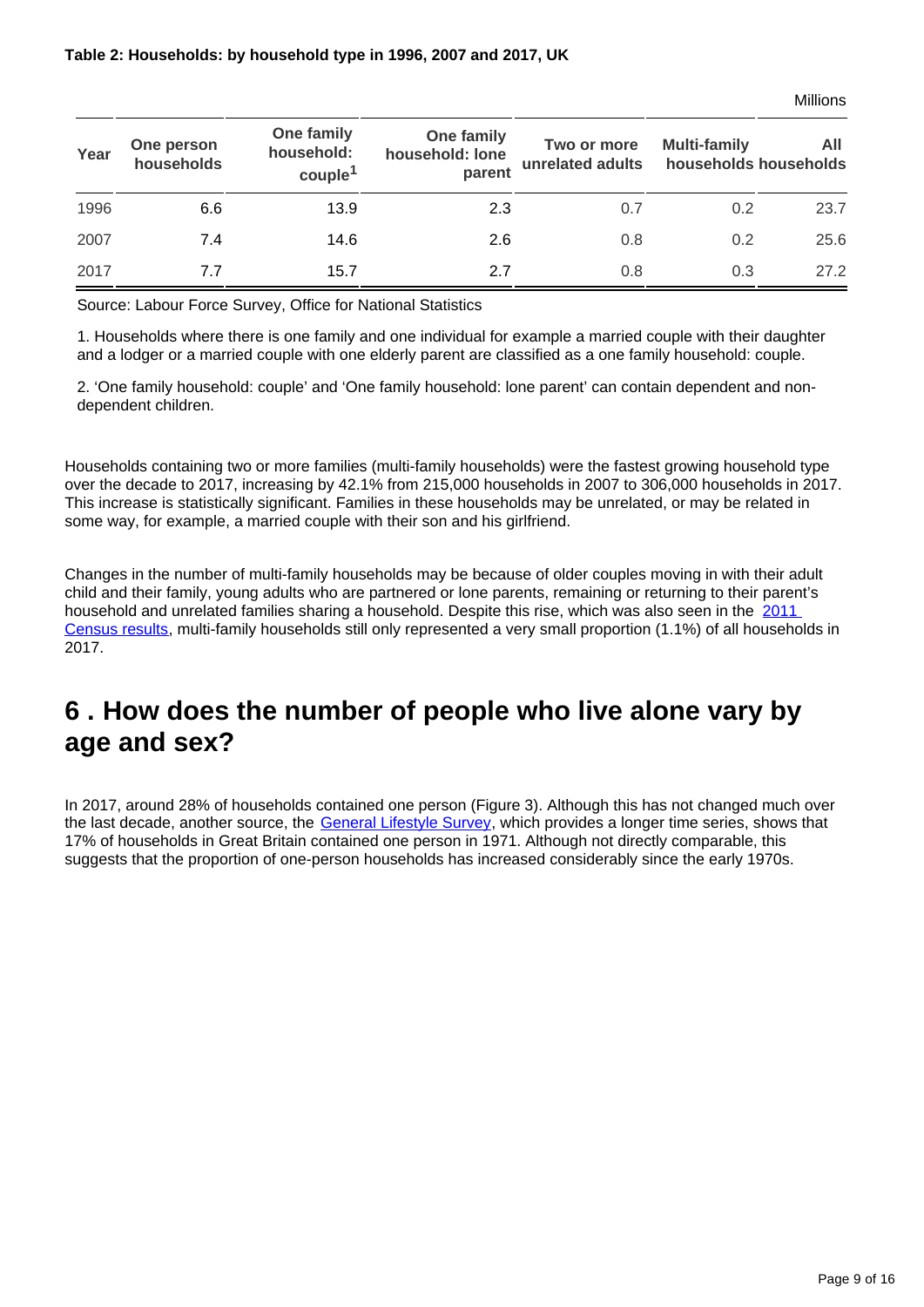**Table 2: Households: by household type in 1996, 2007 and 2017, UK**

Millions

| Year | One person households | One family household: couple[1] | One family household: lone parent | Two or more unrelated adults | Multi-family households | All households |
|---|---|---|---|---|---|---|
| 1996 | 6.6 | 13.9 | 2.3 | 0.7 | 0.2 | 23.7 |
| 2007 | 7.4 | 14.6 | 2.6 | 0.8 | 0.2 | 25.6 |
| 2017 | 7.7 | 15.7 | 2.7 | 0.8 | 0.3 | 27.2 |

Source: Labour Force Survey, Office for National Statistics

1. Households where there is one family and one individual for example a married couple with their daughter and a lodger or a married couple with one elderly parent are classified as a one family household: couple.

2. 'One family household: couple' and 'One family household: lone parent' can contain dependent and non-dependent children.

Households containing two or more families (multi-family households) were the fastest growing household type over the decade to 2017, increasing by 42.1% from 215,000 households in 2007 to 306,000 households in 2017. This increase is statistically significant. Families in these households may be unrelated, or may be related in some way, for example, a married couple with their son and his girlfriend.

Changes in the number of multi-family households may be because of older couples moving in with their adult child and their family, young adults who are partnered or lone parents, remaining or returning to their parent's household and unrelated families sharing a household. Despite this rise, which was also seen in the 2011 Census results, multi-family households still only represented a very small proportion (1.1%) of all households in 2017.

## 6 . How does the number of people who live alone vary by age and sex?

In 2017, around 28% of households contained one person (Figure 3). Although this has not changed much over the last decade, another source, the General Lifestyle Survey, which provides a longer time series, shows that 17% of households in Great Britain contained one person in 1971. Although not directly comparable, this suggests that the proportion of one-person households has increased considerably since the early 1970s.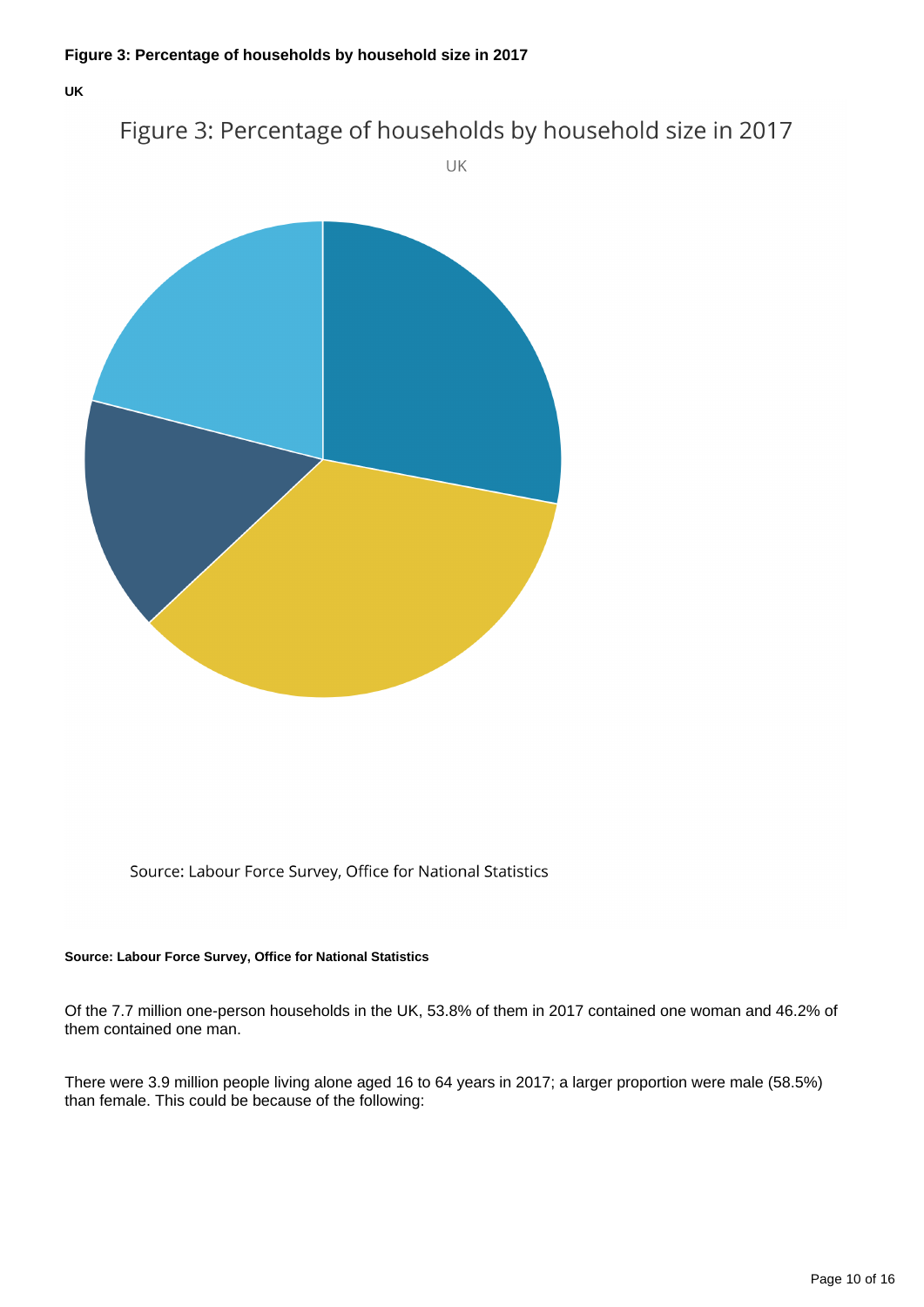**Figure 3: Percentage of households by household size in 2017**

**UK**

Figure 3: Percentage of households by household size in 2017

UK

Source: Labour Force Survey, Office for National Statistics

**Source: Labour Force Survey, Office for National Statistics**

Of the 7.7 million one-person households in the UK, 53.8% of them in 2017 contained one woman and 46.2% of them contained one man.

There were 3.9 million people living alone aged 16 to 64 years in 2017; a larger proportion were male (58.5%) than female. This could be because of the following: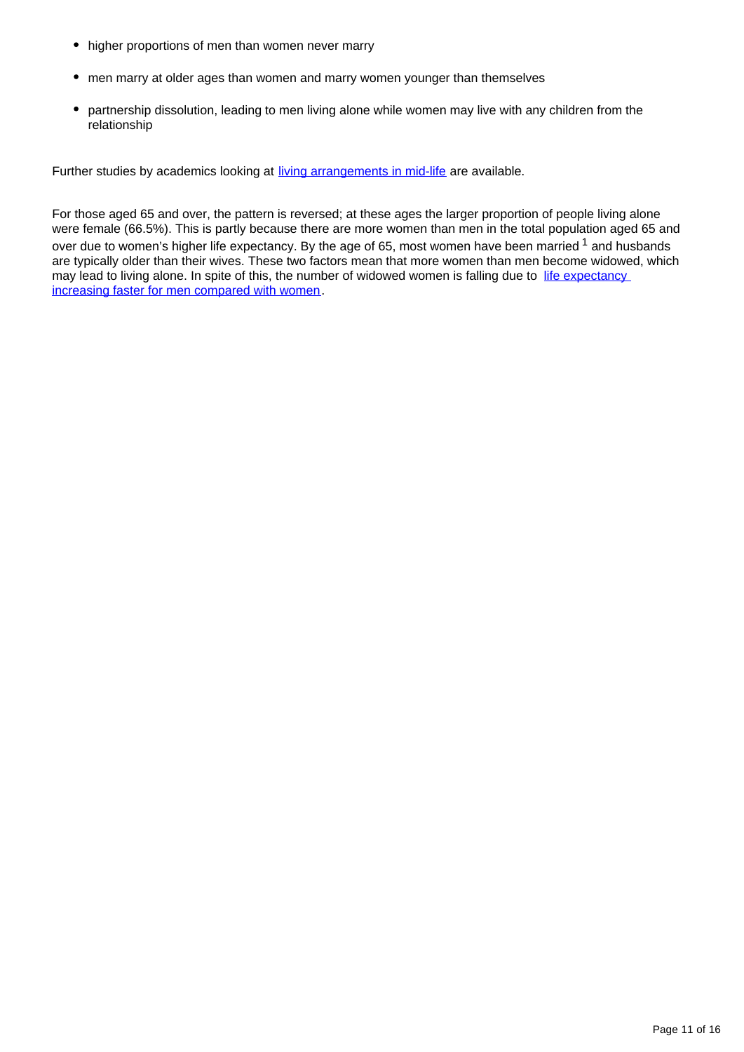- higher proportions of men than women never marry
- men marry at older ages than women and marry women younger than themselves
- partnership dissolution, leading to men living alone while women may live with any children from the relationship

Further studies by academics looking at [living arrangements in mid-life](#) are available.

For those aged 65 and over, the pattern is reversed; at these ages the larger proportion of people living alone were female (66.5%). This is partly because there are more women than men in the total population aged 65 and over due to women's higher life expectancy. By the age of 65, most women have been married [1] and husbands are typically older than their wives. These two factors mean that more women than men become widowed, which may lead to living alone. In spite of this, the number of widowed women is falling due to [life expectancy increasing faster for men compared with women](#).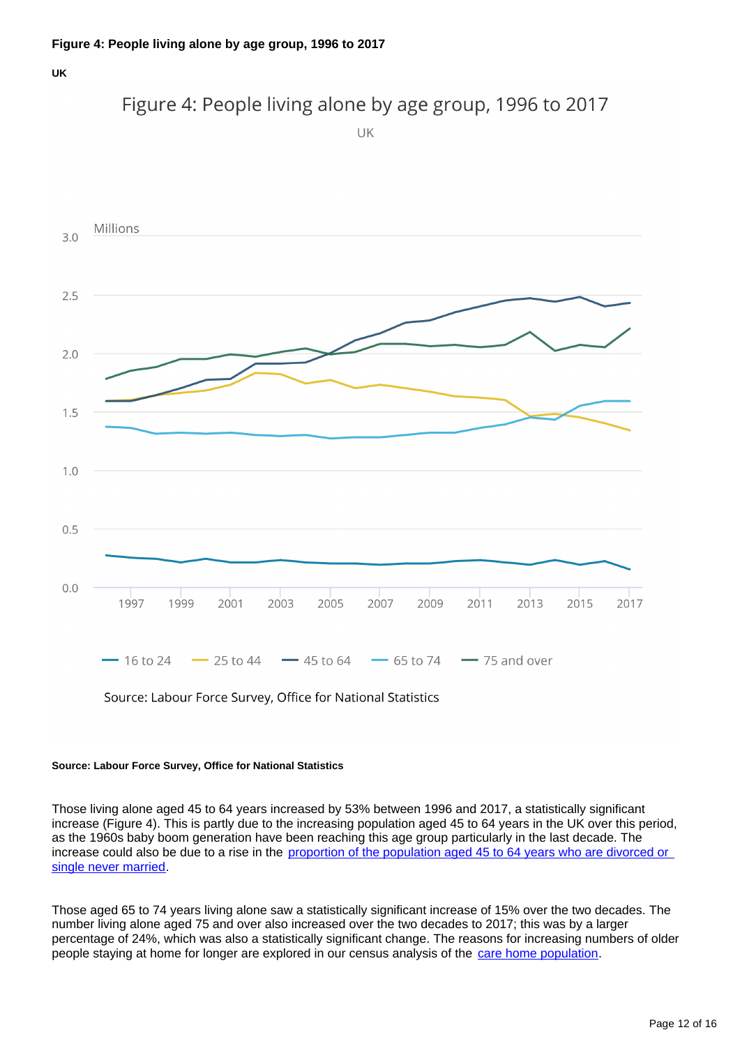**Figure 4: People living alone by age group, 1996 to 2017**

**UK**

**Source: Labour Force Survey, Office for National Statistics**

Those living alone aged 45 to 64 years increased by 53% between 1996 and 2017, a statistically significant increase (Figure 4). This is partly due to the increasing population aged 45 to 64 years in the UK over this period, as the 1960s baby boom generation have been reaching this age group particularly in the last decade. The increase could also be due to a rise in the proportion of the population aged 45 to 64 years who are divorced or single never married.

Those aged 65 to 74 years living alone saw a statistically significant increase of 15% over the two decades. The number living alone aged 75 and over also increased over the two decades to 2017; this was by a larger percentage of 24%, which was also a statistically significant change. The reasons for increasing numbers of older people staying at home for longer are explored in our census analysis of the care home population.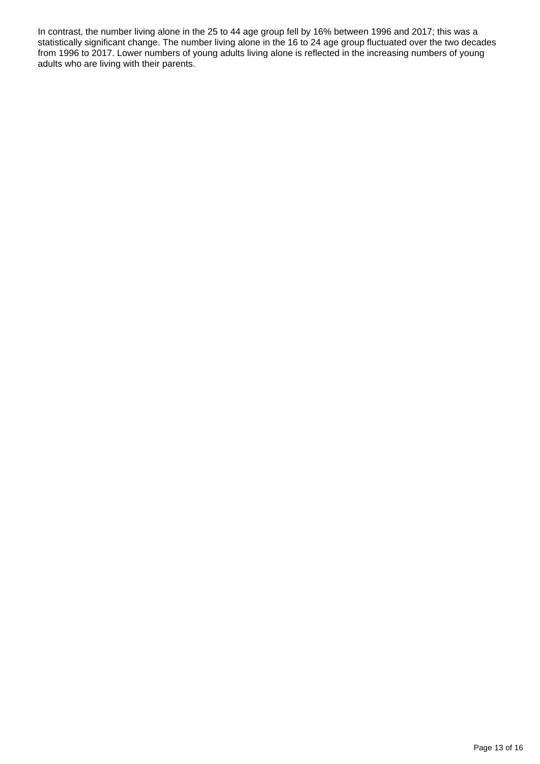In contrast, the number living alone in the 25 to 44 age group fell by 16% between 1996 and 2017; this was a statistically significant change. The number living alone in the 16 to 24 age group fluctuated over the two decades from 1996 to 2017. Lower numbers of young adults living alone is reflected in the increasing numbers of young adults who are living with their parents.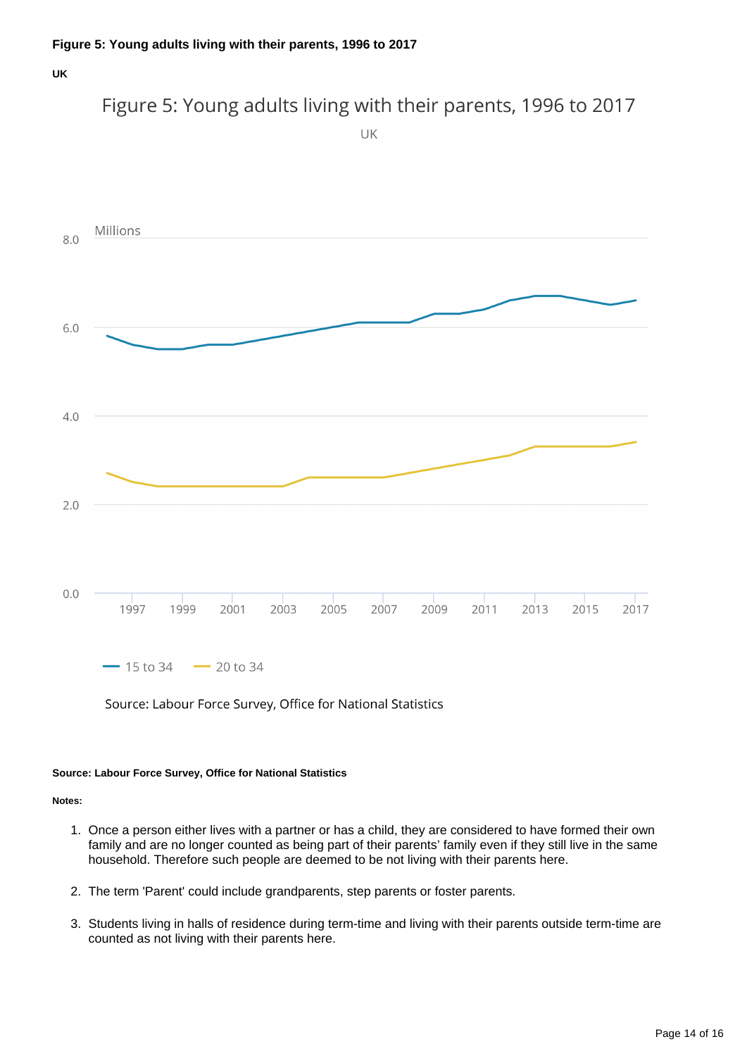**Figure 5: Young adults living with their parents, 1996 to 2017**

**UK**

Figure 5: Young adults living with their parents, 1996 to 2017

UK

Millions

15 to 34 — 20 to 34

Source: Labour Force Survey, Office for National Statistics

**Source: Labour Force Survey, Office for National Statistics**

**Notes:**

1. Once a person either lives with a partner or has a child, they are considered to have formed their own family and are no longer counted as being part of their parents' family even if they still live in the same household. Therefore such people are deemed to be not living with their parents here.

2. The term 'Parent' could include grandparents, step parents or foster parents.

3. Students living in halls of residence during term-time and living with their parents outside term-time are counted as not living with their parents here.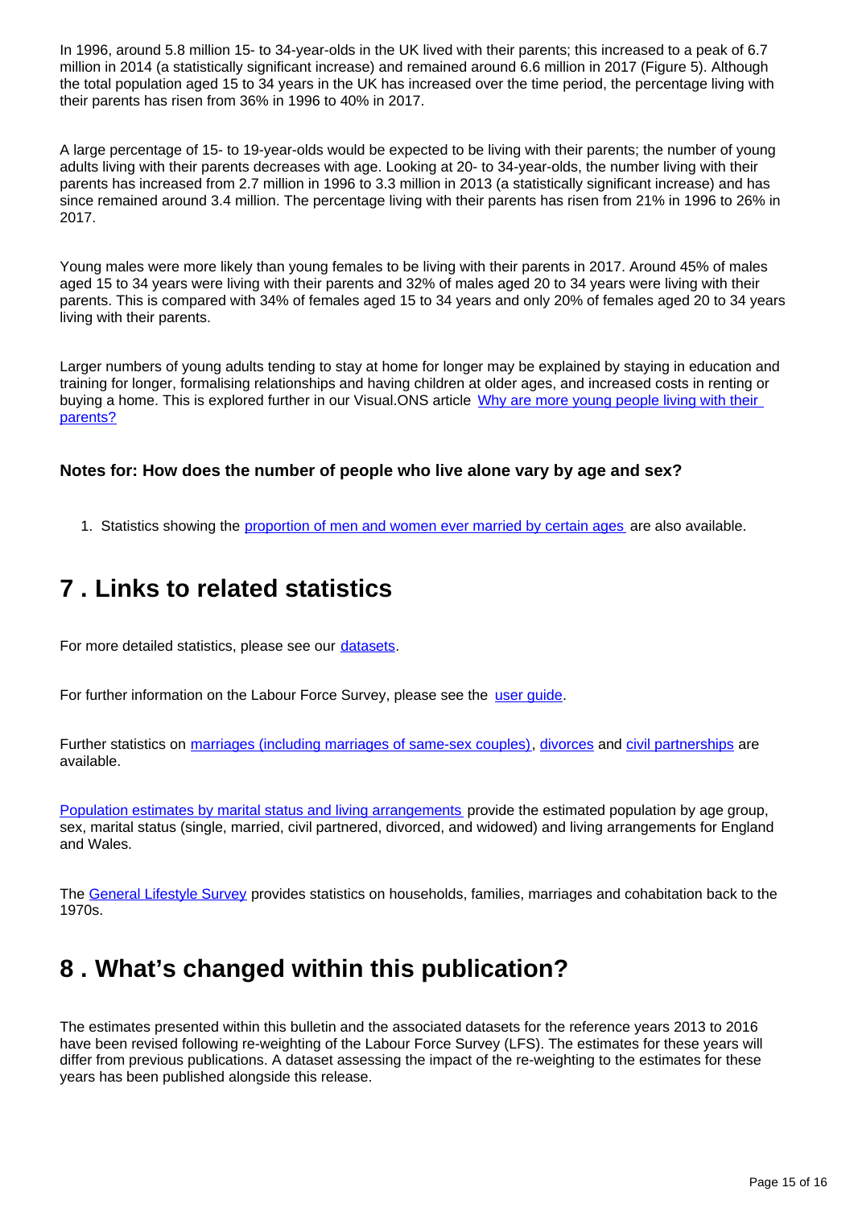In 1996, around 5.8 million 15- to 34-year-olds in the UK lived with their parents; this increased to a peak of 6.7 million in 2014 (a statistically significant increase) and remained around 6.6 million in 2017 (Figure 5). Although the total population aged 15 to 34 years in the UK has increased over the time period, the percentage living with their parents has risen from 36% in 1996 to 40% in 2017.

A large percentage of 15- to 19-year-olds would be expected to be living with their parents; the number of young adults living with their parents decreases with age. Looking at 20- to 34-year-olds, the number living with their parents has increased from 2.7 million in 1996 to 3.3 million in 2013 (a statistically significant increase) and has since remained around 3.4 million. The percentage living with their parents has risen from 21% in 1996 to 26% in 2017.

Young males were more likely than young females to be living with their parents in 2017. Around 45% of males aged 15 to 34 years were living with their parents and 32% of males aged 20 to 34 years were living with their parents. This is compared with 34% of females aged 15 to 34 years and only 20% of females aged 20 to 34 years living with their parents.

Larger numbers of young adults tending to stay at home for longer may be explained by staying in education and training for longer, formalising relationships and having children at older ages, and increased costs in renting or buying a home. This is explored further in our Visual.ONS article [Why are more young people living with their parents?]

#### Notes for: How does the number of people who live alone vary by age and sex?

1. Statistics showing the [proportion of men and women ever married by certain ages] are also available.

## 7 . Links to related statistics

For more detailed statistics, please see our [datasets].

For further information on the Labour Force Survey, please see the [user guide].

Further statistics on [marriages (including marriages of same-sex couples)], [divorces] and [civil partnerships] are available.

[Population estimates by marital status and living arrangements] provide the estimated population by age group, sex, marital status (single, married, civil partnered, divorced, and widowed) and living arrangements for England and Wales.

The [General Lifestyle Survey] provides statistics on households, families, marriages and cohabitation back to the 1970s.

## 8 . What's changed within this publication?

The estimates presented within this bulletin and the associated datasets for the reference years 2013 to 2016 have been revised following re-weighting of the Labour Force Survey (LFS). The estimates for these years will differ from previous publications. A dataset assessing the impact of the re-weighting to the estimates for these years has been published alongside this release.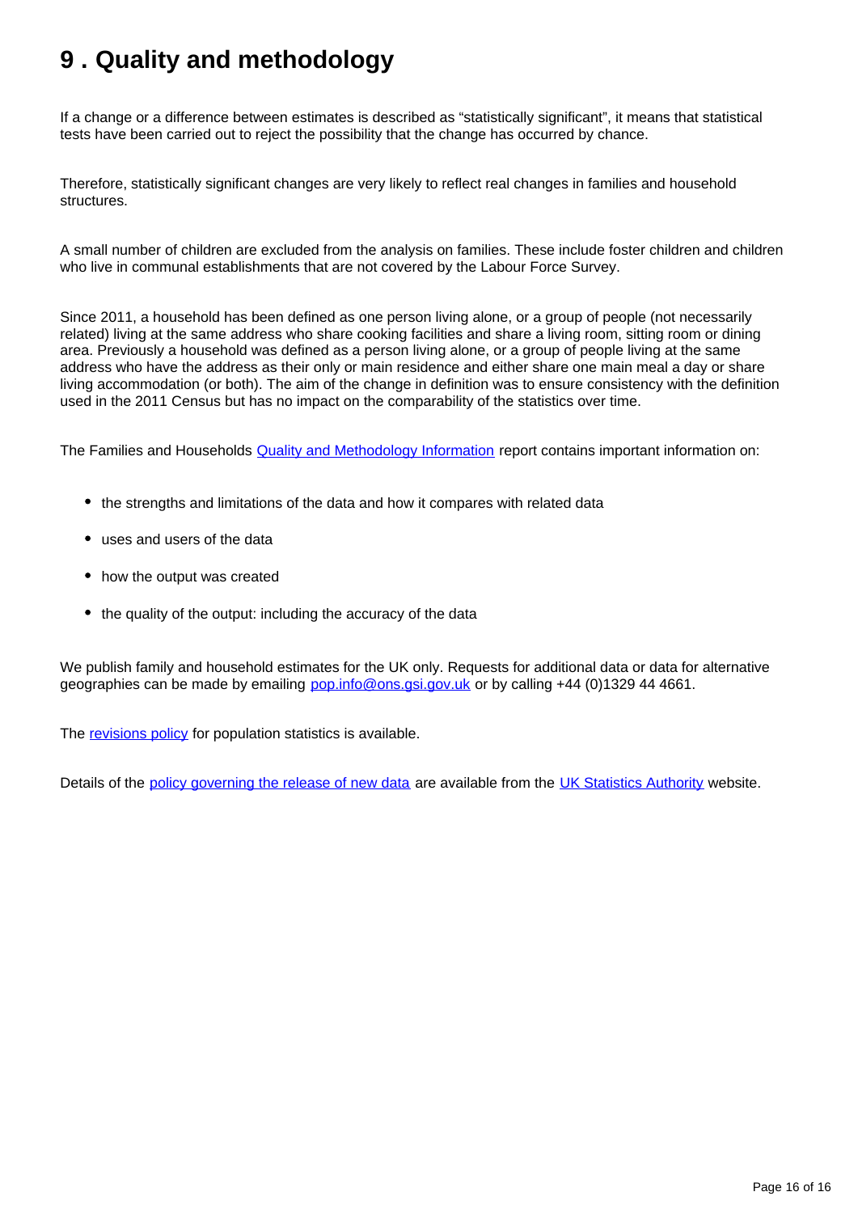# 9 . Quality and methodology

If a change or a difference between estimates is described as "statistically significant", it means that statistical tests have been carried out to reject the possibility that the change has occurred by chance.

Therefore, statistically significant changes are very likely to reflect real changes in families and household structures.

A small number of children are excluded from the analysis on families. These include foster children and children who live in communal establishments that are not covered by the Labour Force Survey.

Since 2011, a household has been defined as one person living alone, or a group of people (not necessarily related) living at the same address who share cooking facilities and share a living room, sitting room or dining area. Previously a household was defined as a person living alone, or a group of people living at the same address who have the address as their only or main residence and either share one main meal a day or share living accommodation (or both). The aim of the change in definition was to ensure consistency with the definition used in the 2011 Census but has no impact on the comparability of the statistics over time.

The Families and Households Quality and Methodology Information report contains important information on:

- the strengths and limitations of the data and how it compares with related data
- uses and users of the data
- how the output was created
- the quality of the output: including the accuracy of the data

We publish family and household estimates for the UK only. Requests for additional data or data for alternative geographies can be made by emailing pop.info@ons.gsi.gov.uk or by calling +44 (0)1329 44 4661.

The revisions policy for population statistics is available.

Details of the policy governing the release of new data are available from the UK Statistics Authority website.